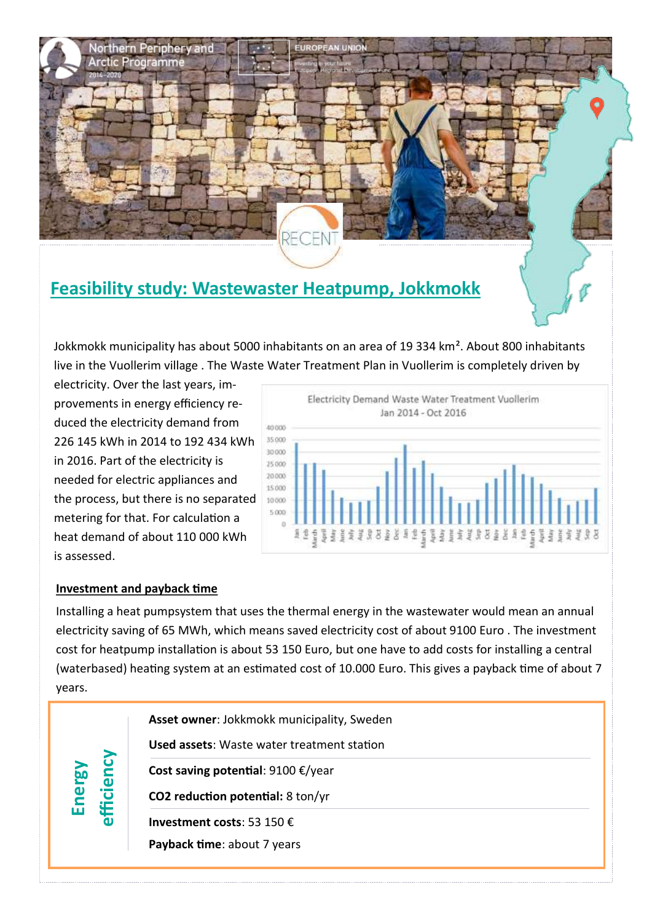# Feasibility study: Wastewaster Heatpump, Jokkmokk

Jokkmokk municipality has about 5000 inhabitants on an area of 19 334 km². About 800 inhabitants live in the Vuollerim village . The Waste Water Treatment Plan in Vuollerim is completely driven by electricity. Over the last years, improvements in energy efficiency reduced the electricity demand from 226 145 kWh in 2014 to 192 434 kWh in 2016. Part of the electricity is needed for electric appliances and the process, but there is no separated metering for that. For calculation a heat demand of about 110 000 kWh is assessed.

Electricity Demand Waste Water Treatment Vuollerim
Jan 2014 - Oct 2016

## Investment and payback time

Installing a heat pumpsystem that uses the thermal energy in the wastewater would mean an annual electricity saving of 65 MWh, which means saved electricity cost of about 9100 Euro . The investment cost for heatpump installation is about 53 150 Euro, but one have to add costs for installing a central (waterbased) heating system at an estimated cost of 10.000 Euro. This gives a payback time of about 7 years.

**Energy efficiency**

**Asset owner**: Jokkmokk municipality, Sweden

**Used assets**: Waste water treatment station

**Cost saving potential**: 9100 €/year

**CO2 reduction potential:** 8 ton/yr

**Investment costs**: 53 150 €

**Payback time**: about 7 years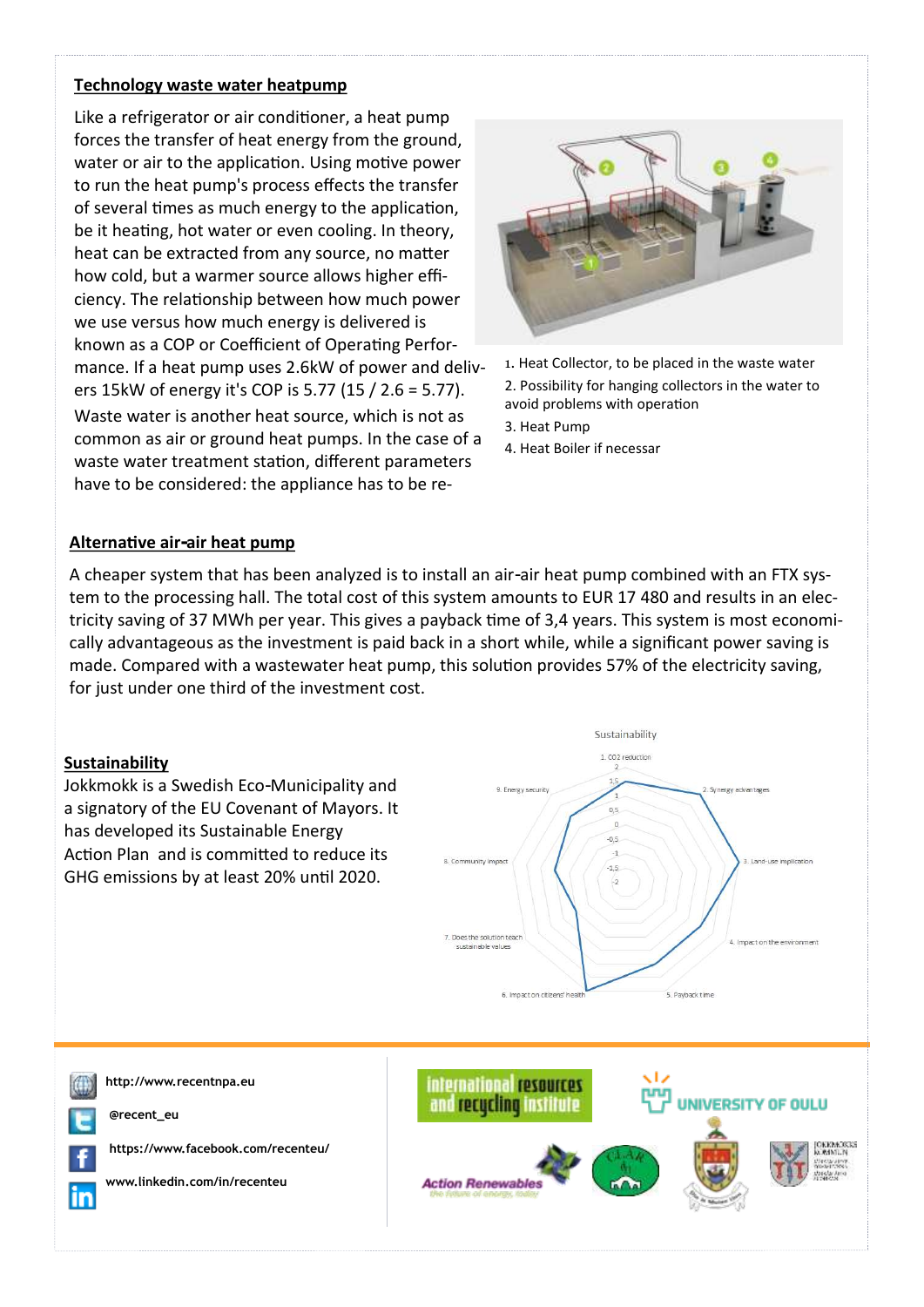## Technology waste water heatpump

Like a refrigerator or air conditioner, a heat pump forces the transfer of heat energy from the ground, water or air to the application. Using motive power to run the heat pump's process effects the transfer of several times as much energy to the application, be it heating, hot water or even cooling. In theory, heat can be extracted from any source, no matter how cold, but a warmer source allows higher efficiency. The relationship between how much power we use versus how much energy is delivered is known as a COP or Coefficient of Operating Performance. If a heat pump uses 2.6kW of power and delivers 15kW of energy it's COP is 5.77 (15 / 2.6 = 5.77).

Waste water is another heat source, which is not as common as air or ground heat pumps. In the case of a waste water treatment station, different parameters have to be considered: the appliance has to be re-

1. Heat Collector, to be placed in the waste water
2. Possibility for hanging collectors in the water to avoid problems with operation
3. Heat Pump
4. Heat Boiler if necessar

## Alternative air-air heat pump

A cheaper system that has been analyzed is to install an air-air heat pump combined with an FTX system to the processing hall. The total cost of this system amounts to EUR 17 480 and results in an electricity saving of 37 MWh per year. This gives a payback time of 3,4 years. This system is most economically advantageous as the investment is paid back in a short while, while a significant power saving is made. Compared with a wastewater heat pump, this solution provides 57% of the electricity saving, for just under one third of the investment cost.

## Sustainability

Jokkmokk is a Swedish Eco-Municipality and a signatory of the EU Covenant of Mayors. It has developed its Sustainable Energy Action Plan and is committed to reduce its GHG emissions by at least 20% until 2020.

Sustainability

1. CO2 reduction
2. Synergy advantages
3. Land-use implication
4. Impact on the environment
5. Payback time
6. Impact on citizens' health
7. Does the solution teach sustainable values
8. Community impact
9. Energy security

2
1,5
1
0,5
0
-0,5
-1
-1,5
-2

http://www.recentnpa.eu

@recent_eu

https://www.facebook.com/recenteu/

www.linkedin.com/in/recenteu

international resources and recycling institute

UNIVERSITY OF OULU

Action Renewables
the future of energy, today